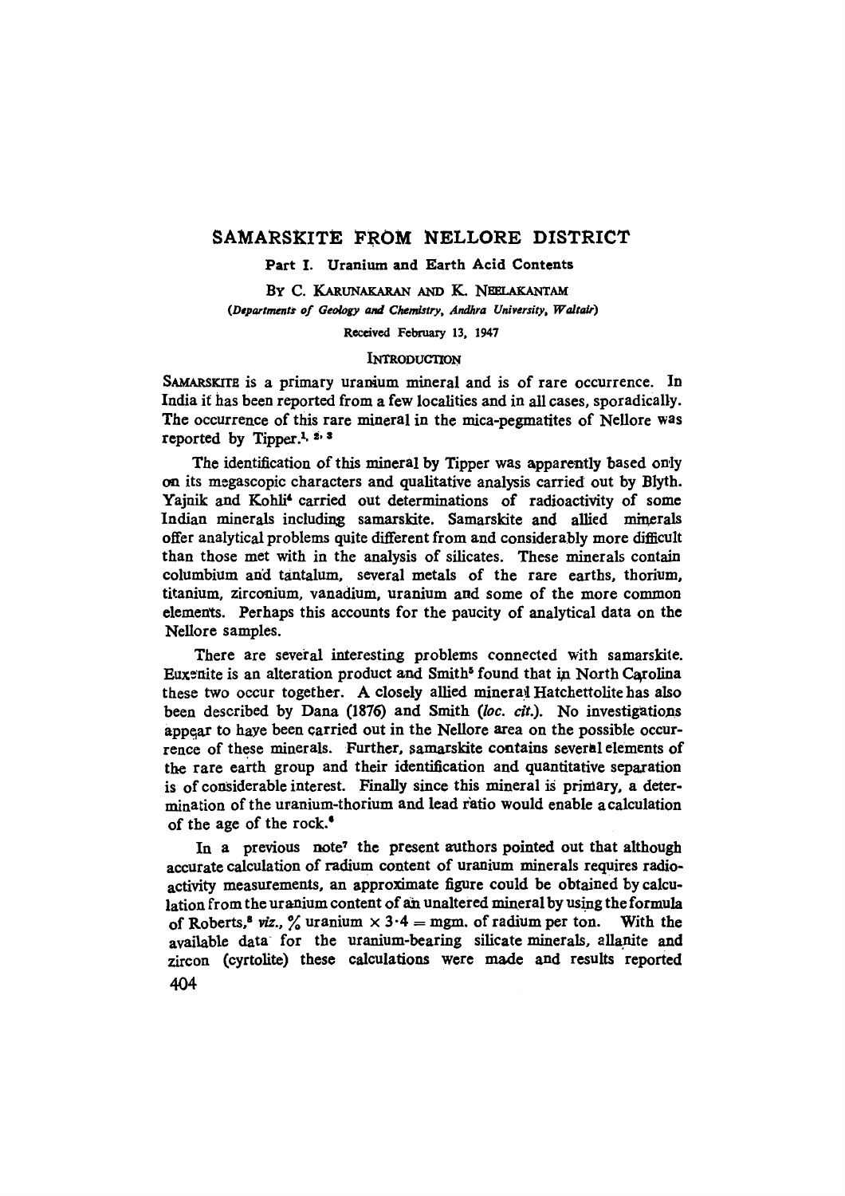# SAMARSKITE FROM NELLORE DISTRICT

## Part I. Uranium and Earth Acid Contents

By C. Karunakaran and K. Neelakantam

*(Departments of Geology and Chemistry, Andhra University, Waltair)*

Received February 13, 1947

### Introduction

Samarskite is a primary uranium mineral and is of rare occurrence. In India it has been reported from a few localities and in all cases, sporadically. The occurrence of this rare mineral in the mica-pegmatites of Nellore was reported by Tipper.[1, 2, 3]

The identification of this mineral by Tipper was apparently based only on its megascopic characters and qualitative analysis carried out by Blyth. Yajnik and Kohli[4] carried out determinations of radioactivity of some Indian minerals including samarskite. Samarskite and allied minerals offer analytical problems quite different from and considerably more difficult than those met with in the analysis of silicates. These minerals contain columbium and tantalum, several metals of the rare earths, thorium, titanium, zirconium, vanadium, uranium and some of the more common elements. Perhaps this accounts for the paucity of analytical data on the Nellore samples.

There are several interesting problems connected with samarskite. Euxenite is an alteration product and Smith[5] found that in North Carolina these two occur together. A closely allied mineral Hatchettolite has also been described by Dana (1876) and Smith (*loc. cit.*). No investigations appear to have been carried out in the Nellore area on the possible occurrence of these minerals. Further, samarskite contains several elements of the rare earth group and their identification and quantitative separation is of considerable interest. Finally since this mineral is primary, a determination of the uranium-thorium and lead ratio would enable a calculation of the age of the rock.[6]

In a previous note[7] the present authors pointed out that although accurate calculation of radium content of uranium minerals requires radioactivity measurements, an approximate figure could be obtained by calculation from the uranium content of an unaltered mineral by using the formula of Roberts,[8] *viz.*, % uranium $\times$ 3·4 = mgm. of radium per ton. With the available data for the uranium-bearing silicate minerals, allanite and zircon (cyrtolite) these calculations were made and results reported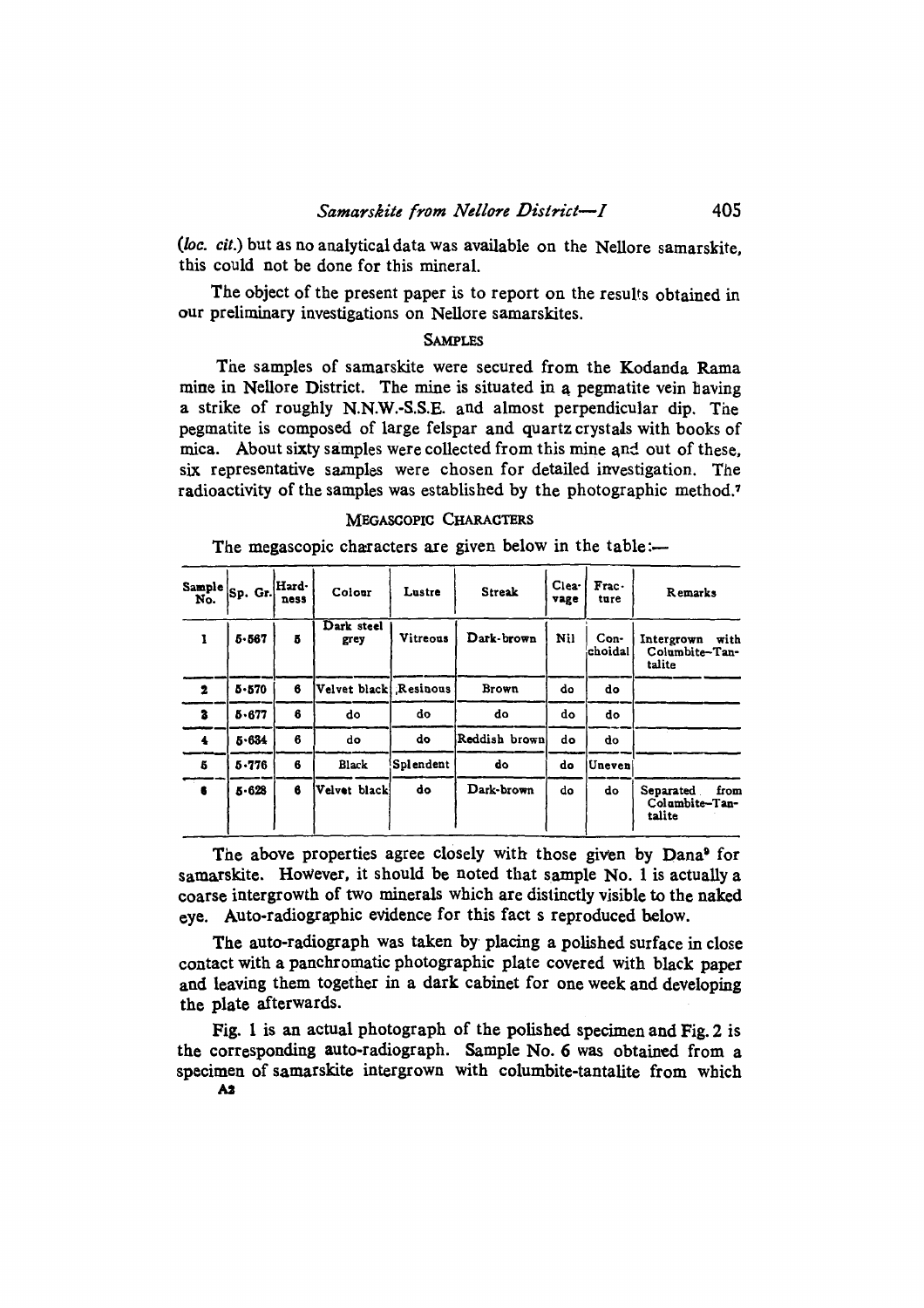(*loc. cit.*) but as no analytical data was available on the Nellore samarskite, this could not be done for this mineral.

The object of the present paper is to report on the results obtained in our preliminary investigations on Nellore samarskites.

## SAMPLES

The samples of samarskite were secured from the Kodanda Rama mine in Nellore District. The mine is situated in a pegmatite vein having a strike of roughly N.N.W.-S.S.E. and almost perpendicular dip. The pegmatite is composed of large felspar and quartz crystals with books of mica. About sixty samples were collected from this mine and out of these, six representative samples were chosen for detailed investigation. The radioactivity of the samples was established by the photographic method.[7]

## MEGASCOPIC CHARACTERS

The megascopic characters are given below in the table:—

| Sample No. | Sp. Gr. | Hardness | Colour | Lustre | Streak | Cleavage | Fracture | Remarks |
|---|---|---|---|---|---|---|---|---|
| 1 | 5·567 | 5 | Dark steel grey | Vitreous | Dark-brown | Nil | Conchoidal | Intergrown with Columbite–Tantalite |
| 2 | 5·570 | 6 | Velvet black | Resinous | Brown | do | do | |
| 3 | 5·677 | 6 | do | do | do | do | do | |
| 4 | 5·634 | 6 | do | do | Reddish brown | do | do | |
| 5 | 5·776 | 6 | Black | Splendent | do | do | Uneven | |
| 6 | 5·628 | 6 | Velvet black | do | Dark-brown | do | do | Separated from Columbite–Tantalite |

The above properties agree closely with those given by Dana[9] for samarskite. However, it should be noted that sample No. 1 is actually a coarse intergrowth of two minerals which are distinctly visible to the naked eye. Auto-radiographic evidence for this fact s reproduced below.

The auto-radiograph was taken by placing a polished surface in close contact with a panchromatic photographic plate covered with black paper and leaving them together in a dark cabinet for one week and developing the plate afterwards.

Fig. 1 is an actual photograph of the polished specimen and Fig. 2 is the corresponding auto-radiograph. Sample No. 6 was obtained from a specimen of samarskite intergrown with columbite-tantalite from which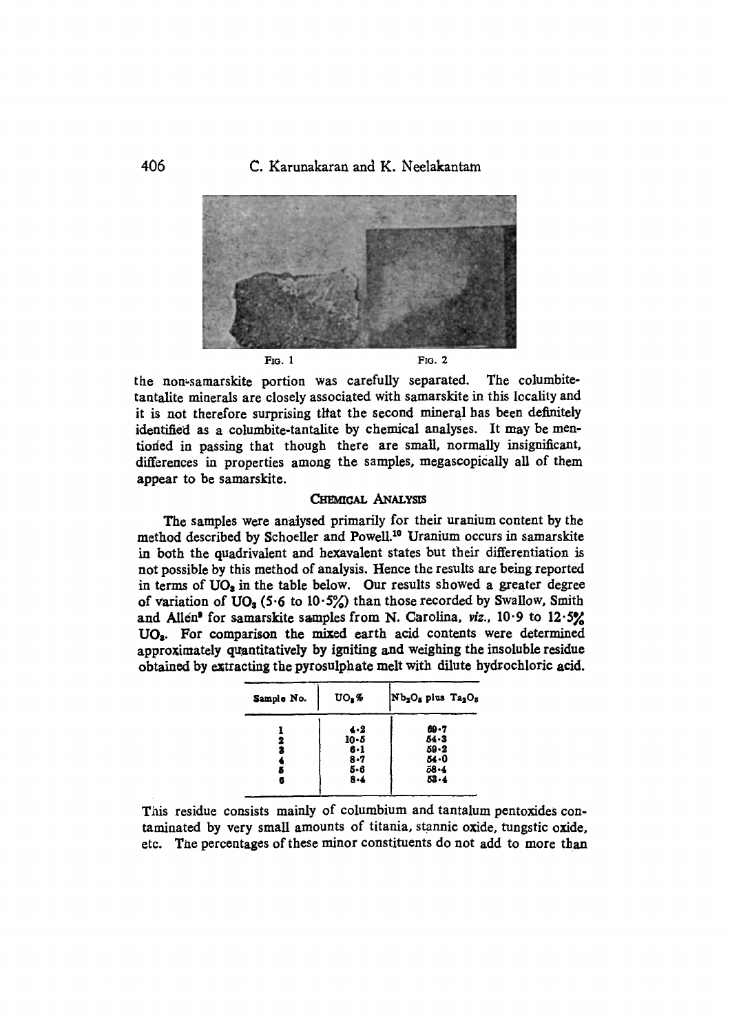Fig. 1 Fig. 2

the non-samarskite portion was carefully separated. The columbite-tantalite minerals are closely associated with samarskite in this locality and it is not therefore surprising that the second mineral has been definitely identified as a columbite-tantalite by chemical analyses. It may be mentioned in passing that though there are small, normally insignificant, differences in properties among the samples, megascopically all of them appear to be samarskite.

## Chemical Analysis

The samples were analysed primarily for their uranium content by the method described by Schoeller and Powell.[10] Uranium occurs in samarskite in both the quadrivalent and hexavalent states but their differentiation is not possible by this method of analysis. Hence the results are being reported in terms of $UO_3$ in the table below. Our results showed a greater degree of variation of $UO_3$ (5·6 to 10·5%) than those recorded by Swallow, Smith and Allen[9] for samarskite samples from N. Carolina, *viz.*, 10·9 to 12·5% $UO_3$. For comparison the mixed earth acid contents were determined approximately quantitatively by igniting and weighing the insoluble residue obtained by extracting the pyrosulphate melt with dilute hydrochloric acid.

| Sample No. | $UO_3$ % | $Nb_2O_5$ plus $Ta_2O_5$ |
|---|---|---|
| 1 | 4·2 | 69·7 |
| 2 | 10·5 | 54·3 |
| 3 | 6·1 | 59·2 |
| 4 | 8·7 | 54·0 |
| 5 | 5·6 | 58·4 |
| 6 | 8·4 | 53·4 |

This residue consists mainly of columbium and tantalum pentoxides contaminated by very small amounts of titania, stannic oxide, tungstic oxide, etc. The percentages of these minor constituents do not add to more than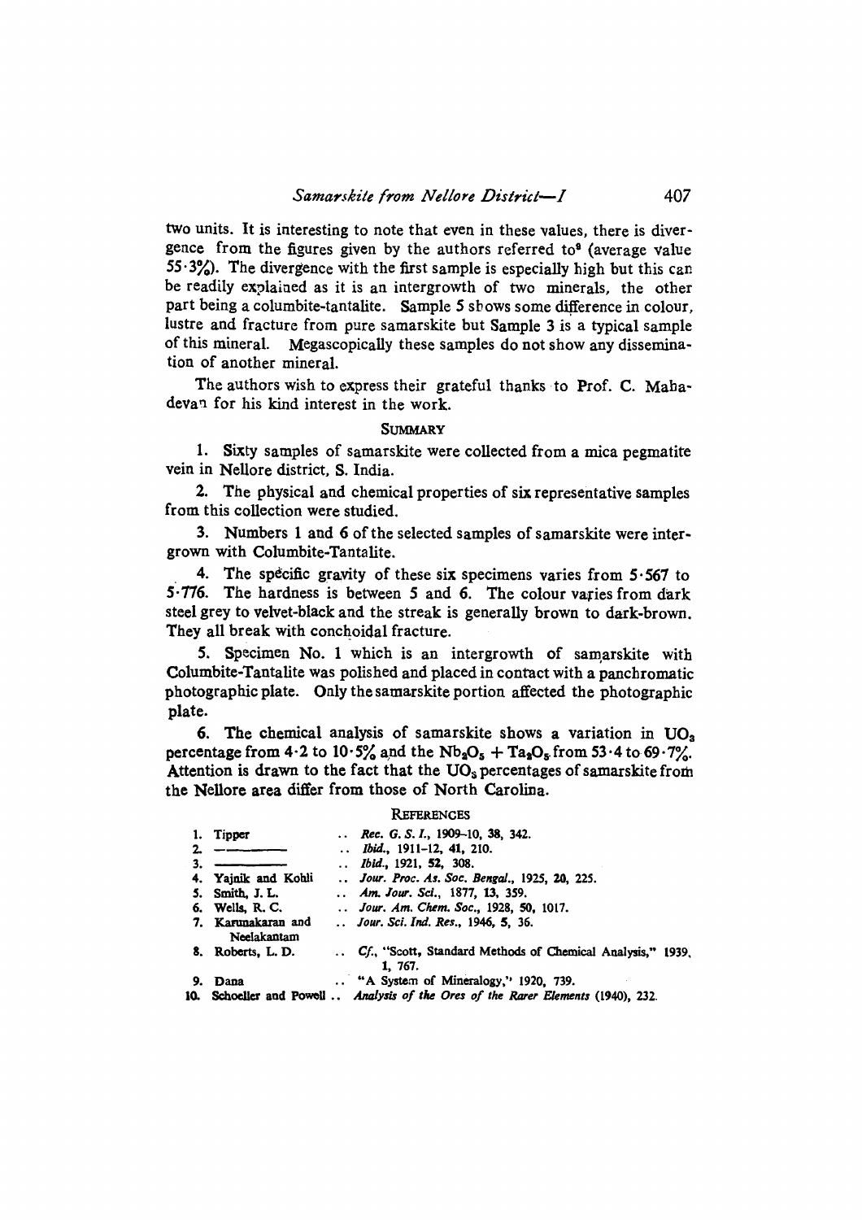two units. It is interesting to note that even in these values, there is divergence from the figures given by the authors referred to[9] (average value 55·3%). The divergence with the first sample is especially high but this can be readily explained as it is an intergrowth of two minerals, the other part being a columbite-tantalite. Sample 5 shows some difference in colour, lustre and fracture from pure samarskite but Sample 3 is a typical sample of this mineral. Megascopically these samples do not show any dissemination of another mineral.

The authors wish to express their grateful thanks to Prof. C. Mahadevan for his kind interest in the work.

## Summary

1. Sixty samples of samarskite were collected from a mica pegmatite vein in Nellore district, S. India.

2. The physical and chemical properties of six representative samples from this collection were studied.

3. Numbers 1 and 6 of the selected samples of samarskite were intergrown with Columbite-Tantalite.

4. The specific gravity of these six specimens varies from 5·567 to 5·776. The hardness is between 5 and 6. The colour varies from dark steel grey to velvet-black and the streak is generally brown to dark-brown. They all break with conchoidal fracture.

5. Specimen No. 1 which is an intergrowth of samarskite with Columbite-Tantalite was polished and placed in contact with a panchromatic photographic plate. Only the samarskite portion affected the photographic plate.

6. The chemical analysis of samarskite shows a variation in $UO_3$ percentage from 4·2 to 10·5% and the $Nb_2O_5 + Ta_2O_5$ from 53·4 to 69·7%. Attention is drawn to the fact that the $UO_3$ percentages of samarskite from the Nellore area differ from those of North Carolina.

## References

1. Tipper .. *Rec. G. S. I.*, 1909–10, **38**, 342.
2. ——— .. *Ibid.*, 1911–12, **41**, 210.
3. ——— .. *Ibid.*, 1921, **52**, 308.
4. Yajnik and Kohli .. *Jour. Proc. As. Soc. Bengal.*, 1925, **20**, 225.
5. Smith, J. L. .. *Am. Jour. Sci.*, 1877, **13**, 359.
6. Wells, R. C. .. *Jour. Am. Chem. Soc.*, 1928, **50**, 1017.
7. Karunakaran and Neelakantam .. *Jour. Sci. Ind. Res.*, 1946, **5**, 36.
8. Roberts, L. D. .. *Cf.*, "Scott, Standard Methods of Chemical Analysis," 1939, **1**, 767.
9. Dana .. "A System of Mineralogy," 1920, 739.
10. Schoeller and Powell .. *Analysis of the Ores of the Rarer Elements* (1940), 232.